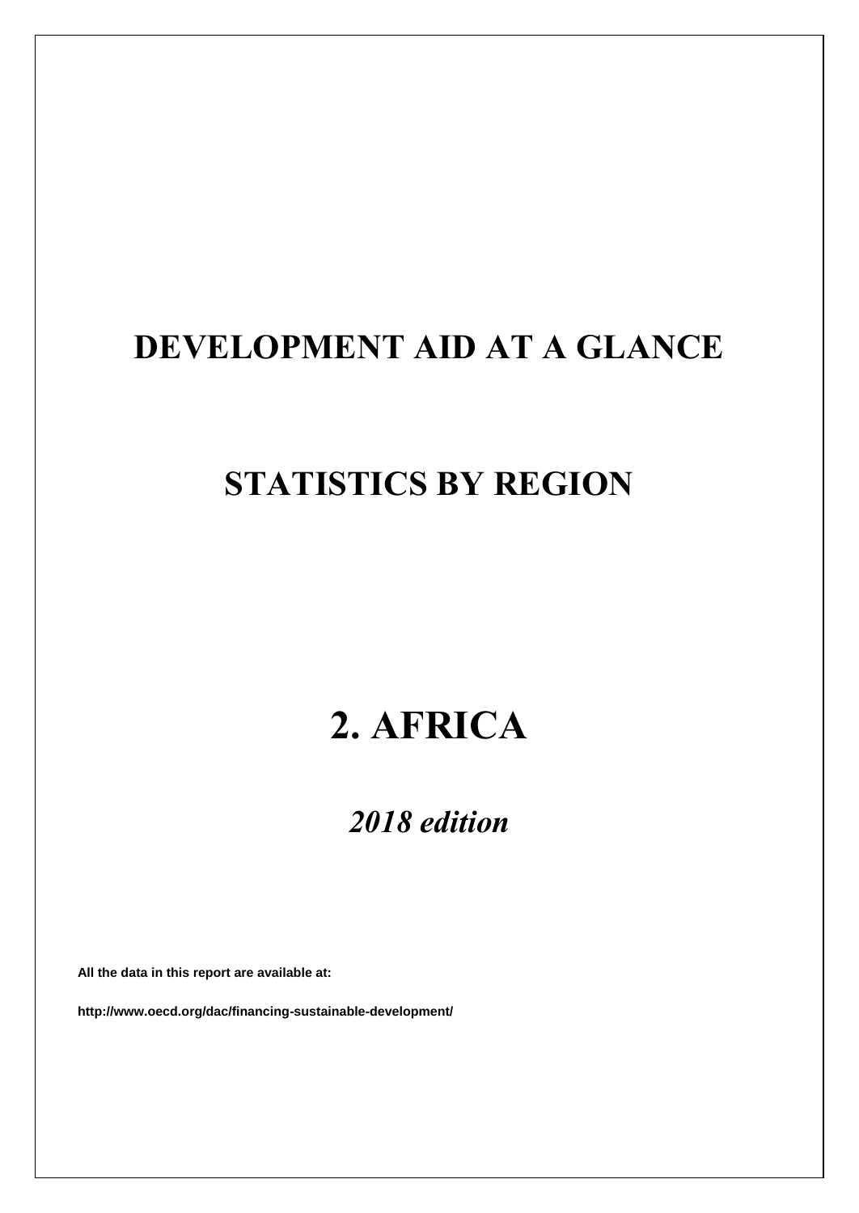# DEVELOPMENT AID AT A GLANCE

# STATISTICS BY REGION

# 2. AFRICA

## *2018 edition*

**All the data in this report are available at:**

**http://www.oecd.org/dac/financing-sustainable-development/**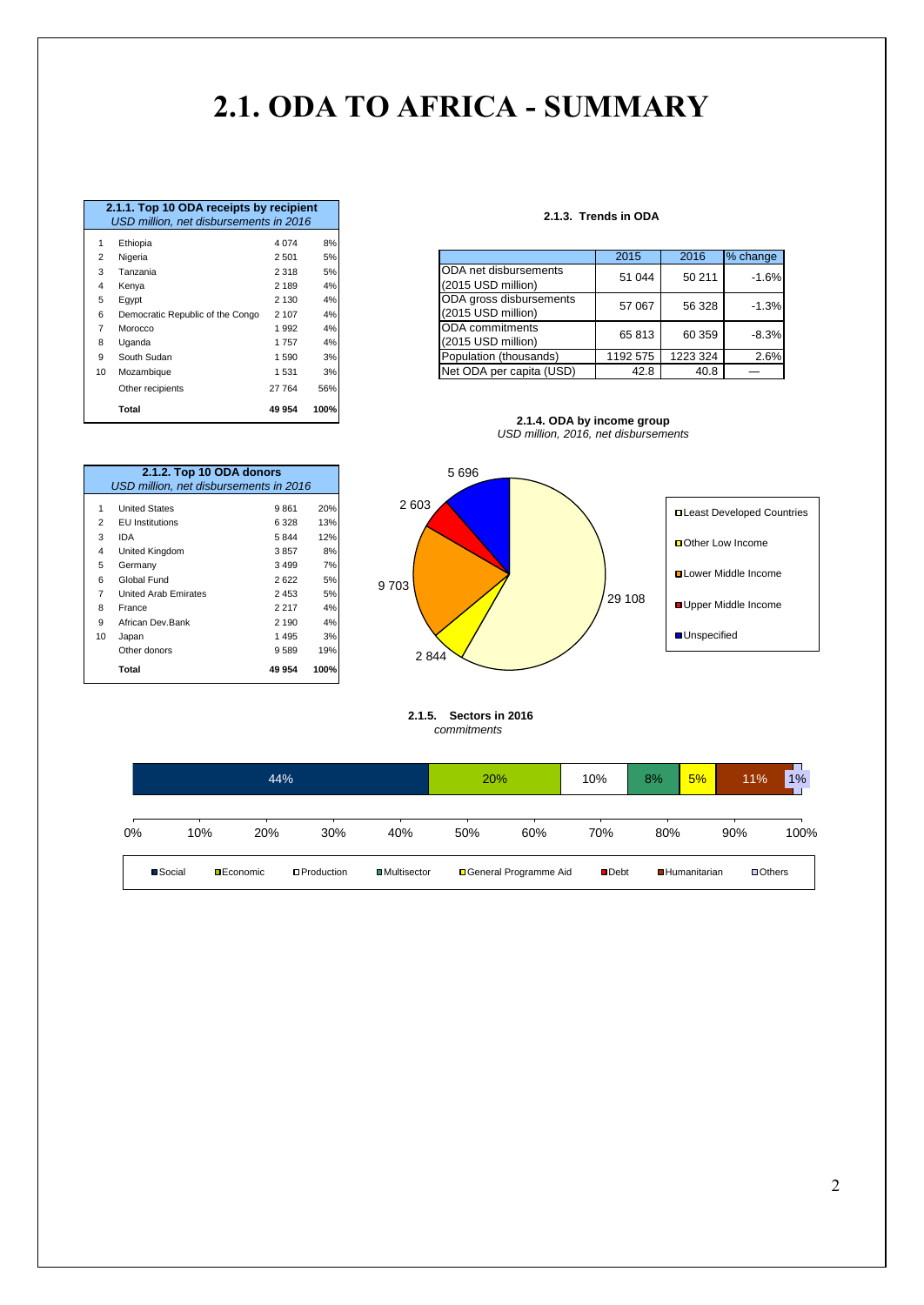# 2.1. ODA TO AFRICA - SUMMARY

**2.1.1. Top 10 ODA receipts by recipient**
*USD million, net disbursements in 2016*

| | | | |
|---|---|---|---|
| 1 | Ethiopia | 4 074 | 8% |
| 2 | Nigeria | 2 501 | 5% |
| 3 | Tanzania | 2 318 | 5% |
| 4 | Kenya | 2 189 | 4% |
| 5 | Egypt | 2 130 | 4% |
| 6 | Democratic Republic of the Congo | 2 107 | 4% |
| 7 | Morocco | 1 992 | 4% |
| 8 | Uganda | 1 757 | 4% |
| 9 | South Sudan | 1 590 | 3% |
| 10 | Mozambique | 1 531 | 3% |
| | Other recipients | 27 764 | 56% |
| | **Total** | **49 954** | **100%** |

**2.1.3. Trends in ODA**

| | 2015 | 2016 | % change |
|---|---|---|---|
| ODA net disbursements (2015 USD million) | 51 044 | 50 211 | -1.6% |
| ODA gross disbursements (2015 USD million) | 57 067 | 56 328 | -1.3% |
| ODA commitments (2015 USD million) | 65 813 | 60 359 | -8.3% |
| Population (thousands) | 1192 575 | 1223 324 | 2.6% |
| Net ODA per capita (USD) | 42.8 | 40.8 | — |

**2.1.2. Top 10 ODA donors**
*USD million, net disbursements in 2016*

| | | | |
|---|---|---|---|
| 1 | United States | 9 861 | 20% |
| 2 | EU Institutions | 6 328 | 13% |
| 3 | IDA | 5 844 | 12% |
| 4 | United Kingdom | 3 857 | 8% |
| 5 | Germany | 3 499 | 7% |
| 6 | Global Fund | 2 622 | 5% |
| 7 | United Arab Emirates | 2 453 | 5% |
| 8 | France | 2 217 | 4% |
| 9 | African Dev.Bank | 2 190 | 4% |
| 10 | Japan | 1 495 | 3% |
| | Other donors | 9 589 | 19% |
| | **Total** | **49 954** | **100%** |

**2.1.4. ODA by income group**
*USD million, 2016, net disbursements*

| Income group | USD million |
|---|---|
| Least Developed Countries | 29 108 |
| Other Low Income | 2 844 |
| Lower Middle Income | 9 703 |
| Upper Middle Income | 2 603 |
| Unspecified | 5 696 |

**2.1.5. Sectors in 2016**
*commitments*

| Sector | Share |
|---|---|
| Social | 44% |
| Economic | 20% |
| Production | 10% |
| Multisector | 8% |
| General Programme Aid | 5% |
| Debt | |
| Humanitarian | 11% |
| Others | 1% |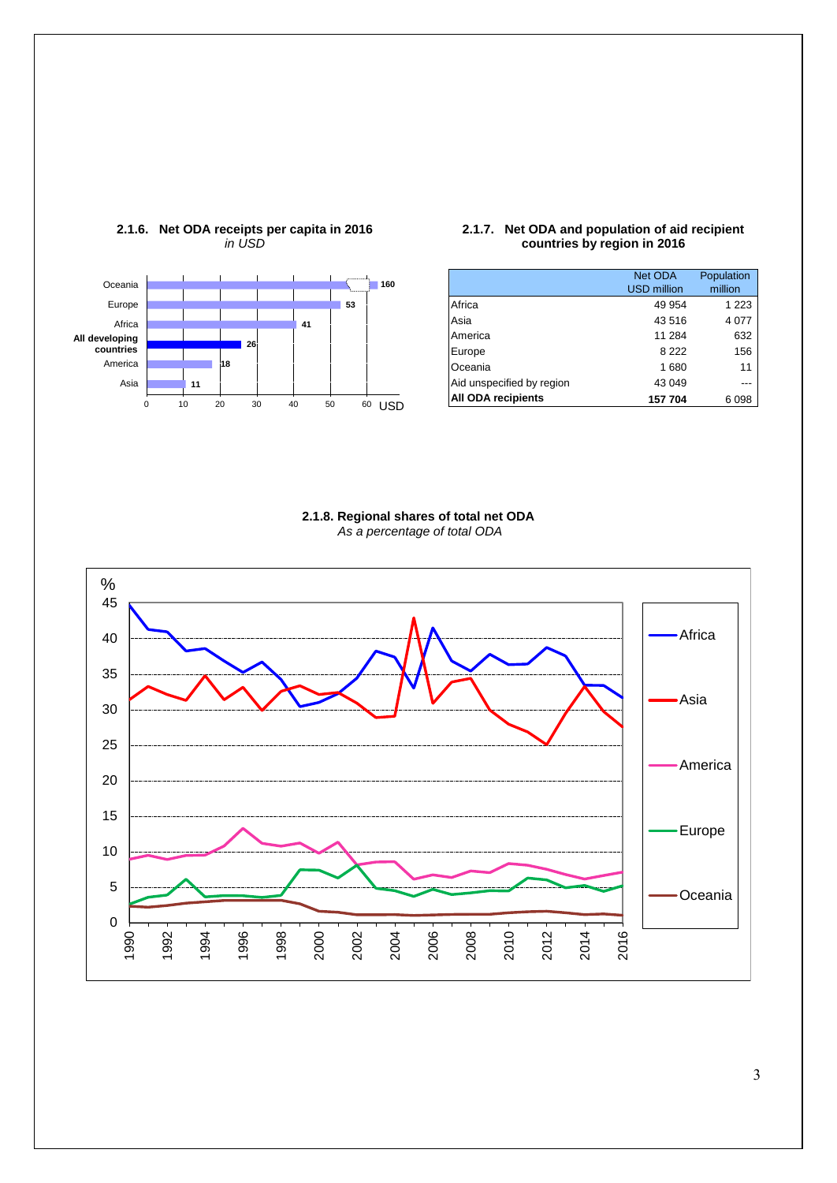### 2.1.6. Net ODA receipts per capita in 2016

*in USD*

| Region | USD |
|---|---|
| Oceania | 160 |
| Europe | 53 |
| Africa | 41 |
| **All developing countries** | 26 |
| America | 18 |
| Asia | 11 |

### 2.1.7. Net ODA and population of aid recipient countries by region in 2016

| | Net ODA USD million | Population million |
|---|---|---|
| Africa | 49 954 | 1 223 |
| Asia | 43 516 | 4 077 |
| America | 11 284 | 632 |
| Europe | 8 222 | 156 |
| Oceania | 1 680 | 11 |
| Aid unspecified by region | 43 049 | --- |
| **All ODA recipients** | **157 704** | 6 098 |

### 2.1.8. Regional shares of total net ODA

*As a percentage of total ODA*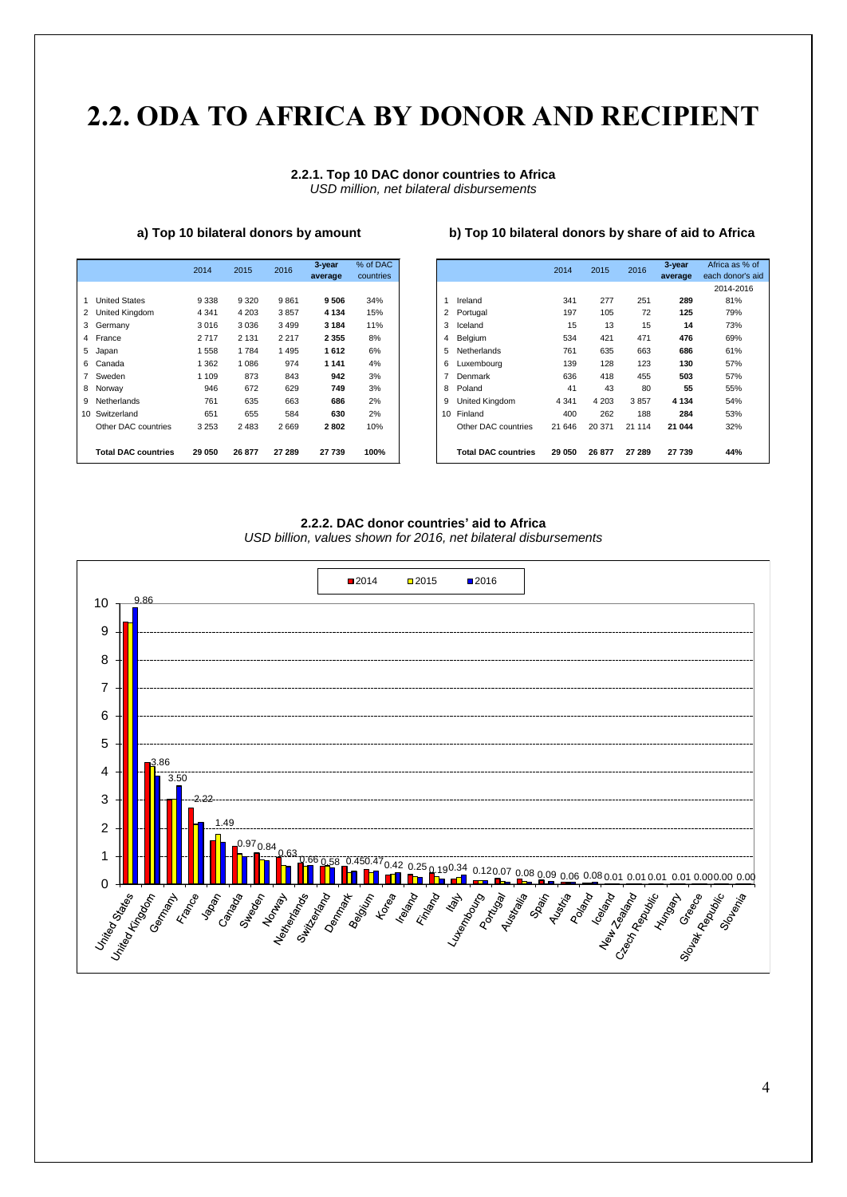# 2.2. ODA TO AFRICA BY DONOR AND RECIPIENT

**2.2.1. Top 10 DAC donor countries to Africa**
*USD million, net bilateral disbursements*

**a) Top 10 bilateral donors by amount**

| | | 2014 | 2015 | 2016 | 3-year average | % of DAC countries |
|---|---|---|---|---|---|---|
| 1 | United States | 9 338 | 9 320 | 9 861 | **9 506** | 34% |
| 2 | United Kingdom | 4 341 | 4 203 | 3 857 | **4 134** | 15% |
| 3 | Germany | 3 016 | 3 036 | 3 499 | **3 184** | 11% |
| 4 | France | 2 717 | 2 131 | 2 217 | **2 355** | 8% |
| 5 | Japan | 1 558 | 1 784 | 1 495 | **1 612** | 6% |
| 6 | Canada | 1 362 | 1 086 | 974 | **1 141** | 4% |
| 7 | Sweden | 1 109 | 873 | 843 | **942** | 3% |
| 8 | Norway | 946 | 672 | 629 | **749** | 3% |
| 9 | Netherlands | 761 | 635 | 663 | **686** | 2% |
| 10 | Switzerland | 651 | 655 | 584 | **630** | 2% |
| | Other DAC countries | 3 253 | 2 483 | 2 669 | **2 802** | 10% |
| | **Total DAC countries** | **29 050** | **26 877** | **27 289** | **27 739** | **100%** |

**b) Top 10 bilateral donors by share of aid to Africa**

| | | 2014 | 2015 | 2016 | 3-year average | Africa as % of each donor's aid 2014-2016 |
|---|---|---|---|---|---|---|
| 1 | Ireland | 341 | 277 | 251 | **289** | 81% |
| 2 | Portugal | 197 | 105 | 72 | **125** | 79% |
| 3 | Iceland | 15 | 13 | 15 | **14** | 73% |
| 4 | Belgium | 534 | 421 | 471 | **476** | 69% |
| 5 | Netherlands | 761 | 635 | 663 | **686** | 61% |
| 6 | Luxembourg | 139 | 128 | 123 | **130** | 57% |
| 7 | Denmark | 636 | 418 | 455 | **503** | 57% |
| 8 | Poland | 41 | 43 | 80 | **55** | 55% |
| 9 | United Kingdom | 4 341 | 4 203 | 3 857 | **4 134** | 54% |
| 10 | Finland | 400 | 262 | 188 | **284** | 53% |
| | Other DAC countries | 21 646 | 20 371 | 21 114 | **21 044** | 32% |
| | **Total DAC countries** | **29 050** | **26 877** | **27 289** | **27 739** | **44%** |

**2.2.2. DAC donor countries' aid to Africa**
*USD billion, values shown for 2016, net bilateral disbursements*

| Donor | 2016 |
|---|---|
| United States | 9.86 |
| United Kingdom | 3.86 |
| Germany | 3.50 |
| France | 2.22 |
| Japan | 1.49 |
| Canada | 0.97 |
| Sweden | 0.84 |
| Norway | 0.63 |
| Netherlands | 0.66 |
| Switzerland | 0.58 |
| Denmark | 0.45 |
| Belgium | 0.47 |
| Korea | 0.42 |
| Ireland | 0.25 |
| Finland | 0.19 |
| Italy | 0.34 |
| Luxembourg | 0.12 |
| Portugal | 0.07 |
| Australia | 0.08 |
| Spain | 0.09 |
| Austria | 0.06 |
| Poland | 0.08 |
| Iceland | 0.01 |
| New Zealand | 0.01 |
| Czech Republic | 0.01 |
| Hungary | 0.01 |
| Greece | 0.00 |
| Slovak Republic | 0.00 |
| Slovenia | 0.00 |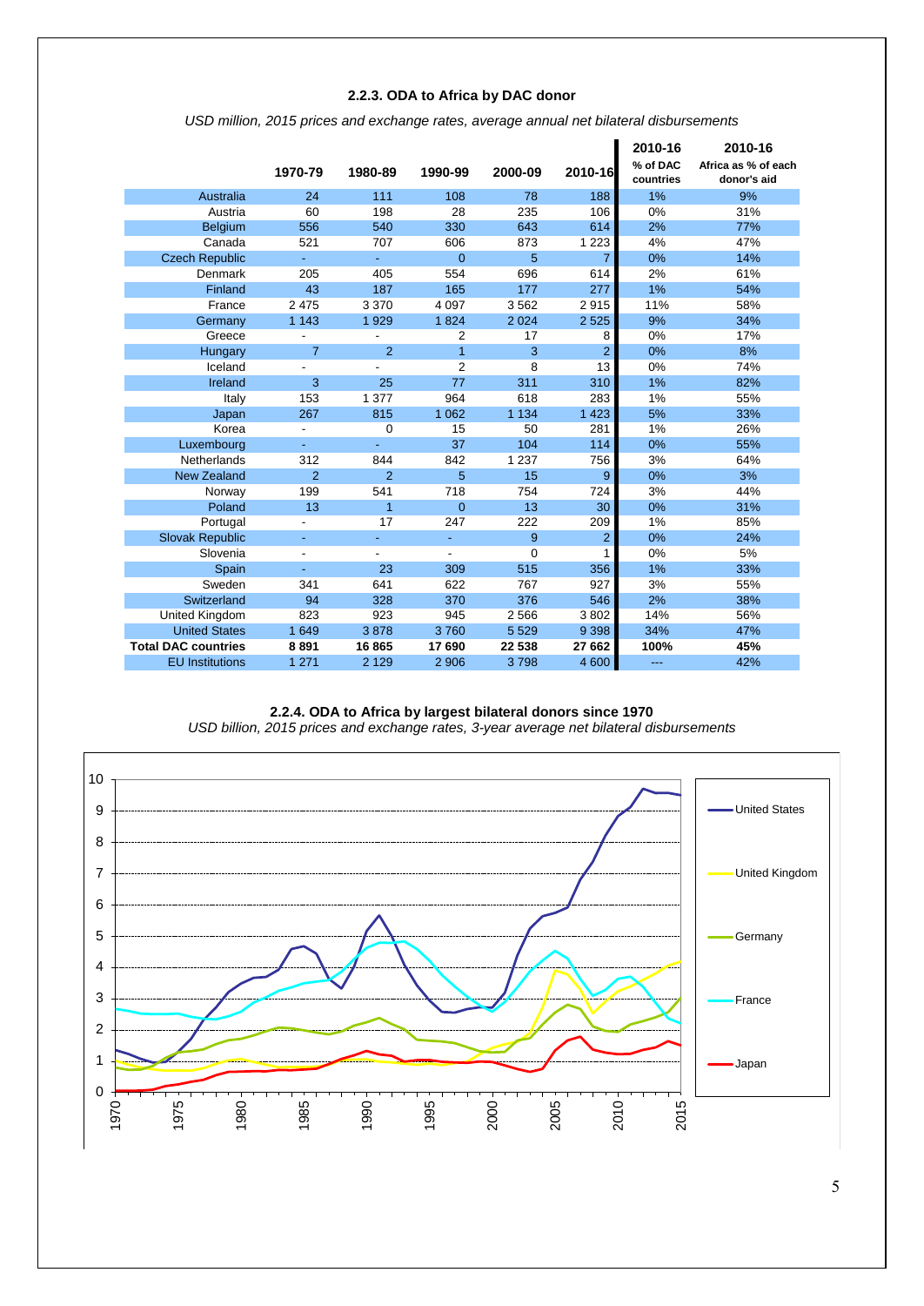### 2.2.3. ODA to Africa by DAC donor

*USD million, 2015 prices and exchange rates, average annual net bilateral disbursements*

| | 1970-79 | 1980-89 | 1990-99 | 2000-09 | 2010-16 | 2010-16 % of DAC countries | 2010-16 Africa as % of each donor's aid |
|---|---|---|---|---|---|---|---|
| Australia | 24 | 111 | 108 | 78 | 188 | 1% | 9% |
| Austria | 60 | 198 | 28 | 235 | 106 | 0% | 31% |
| Belgium | 556 | 540 | 330 | 643 | 614 | 2% | 77% |
| Canada | 521 | 707 | 606 | 873 | 1 223 | 4% | 47% |
| Czech Republic | - | - | 0 | 5 | 7 | 0% | 14% |
| Denmark | 205 | 405 | 554 | 696 | 614 | 2% | 61% |
| Finland | 43 | 187 | 165 | 177 | 277 | 1% | 54% |
| France | 2 475 | 3 370 | 4 097 | 3 562 | 2 915 | 11% | 58% |
| Germany | 1 143 | 1 929 | 1 824 | 2 024 | 2 525 | 9% | 34% |
| Greece | - | - | 2 | 17 | 8 | 0% | 17% |
| Hungary | 7 | 2 | 1 | 3 | 2 | 0% | 8% |
| Iceland | - | - | 2 | 8 | 13 | 0% | 74% |
| Ireland | 3 | 25 | 77 | 311 | 310 | 1% | 82% |
| Italy | 153 | 1 377 | 964 | 618 | 283 | 1% | 55% |
| Japan | 267 | 815 | 1 062 | 1 134 | 1 423 | 5% | 33% |
| Korea | - | 0 | 15 | 50 | 281 | 1% | 26% |
| Luxembourg | - | - | 37 | 104 | 114 | 0% | 55% |
| Netherlands | 312 | 844 | 842 | 1 237 | 756 | 3% | 64% |
| New Zealand | 2 | 2 | 5 | 15 | 9 | 0% | 3% |
| Norway | 199 | 541 | 718 | 754 | 724 | 3% | 44% |
| Poland | 13 | 1 | 0 | 13 | 30 | 0% | 31% |
| Portugal | - | 17 | 247 | 222 | 209 | 1% | 85% |
| Slovak Republic | - | - | - | 9 | 2 | 0% | 24% |
| Slovenia | - | - | - | 0 | 1 | 0% | 5% |
| Spain | - | 23 | 309 | 515 | 356 | 1% | 33% |
| Sweden | 341 | 641 | 622 | 767 | 927 | 3% | 55% |
| Switzerland | 94 | 328 | 370 | 376 | 546 | 2% | 38% |
| United Kingdom | 823 | 923 | 945 | 2 566 | 3 802 | 14% | 56% |
| United States | 1 649 | 3 878 | 3 760 | 5 529 | 9 398 | 34% | 47% |
| **Total DAC countries** | **8 891** | **16 865** | **17 690** | **22 538** | **27 662** | **100%** | **45%** |
| EU Institutions | 1 271 | 2 129 | 2 906 | 3 798 | 4 600 | --- | 42% |

### 2.2.4. ODA to Africa by largest bilateral donors since 1970

*USD billion, 2015 prices and exchange rates, 3-year average net bilateral disbursements*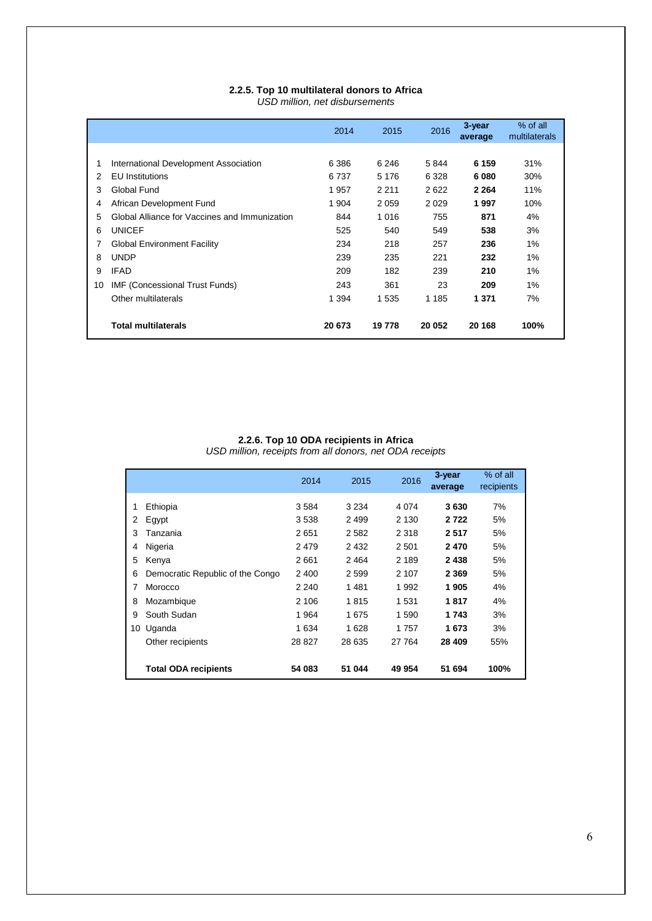### 2.2.5. Top 10 multilateral donors to Africa

*USD million, net disbursements*

| | | 2014 | 2015 | 2016 | **3-year average** | % of all multilaterals |
|---|---|---|---|---|---|---|
| 1 | International Development Association | 6 386 | 6 246 | 5 844 | **6 159** | 31% |
| 2 | EU Institutions | 6 737 | 5 176 | 6 328 | **6 080** | 30% |
| 3 | Global Fund | 1 957 | 2 211 | 2 622 | **2 264** | 11% |
| 4 | African Development Fund | 1 904 | 2 059 | 2 029 | **1 997** | 10% |
| 5 | Global Alliance for Vaccines and Immunization | 844 | 1 016 | 755 | **871** | 4% |
| 6 | UNICEF | 525 | 540 | 549 | **538** | 3% |
| 7 | Global Environment Facility | 234 | 218 | 257 | **236** | 1% |
| 8 | UNDP | 239 | 235 | 221 | **232** | 1% |
| 9 | IFAD | 209 | 182 | 239 | **210** | 1% |
| 10 | IMF (Concessional Trust Funds) | 243 | 361 | 23 | **209** | 1% |
| | Other multilaterals | 1 394 | 1 535 | 1 185 | **1 371** | 7% |
| | **Total multilaterals** | **20 673** | **19 778** | **20 052** | **20 168** | **100%** |

### 2.2.6. Top 10 ODA recipients in Africa

*USD million, receipts from all donors, net ODA receipts*

| | | 2014 | 2015 | 2016 | **3-year average** | % of all recipients |
|---|---|---|---|---|---|---|
| 1 | Ethiopia | 3 584 | 3 234 | 4 074 | **3 630** | 7% |
| 2 | Egypt | 3 538 | 2 499 | 2 130 | **2 722** | 5% |
| 3 | Tanzania | 2 651 | 2 582 | 2 318 | **2 517** | 5% |
| 4 | Nigeria | 2 479 | 2 432 | 2 501 | **2 470** | 5% |
| 5 | Kenya | 2 661 | 2 464 | 2 189 | **2 438** | 5% |
| 6 | Democratic Republic of the Congo | 2 400 | 2 599 | 2 107 | **2 369** | 5% |
| 7 | Morocco | 2 240 | 1 481 | 1 992 | **1 905** | 4% |
| 8 | Mozambique | 2 106 | 1 815 | 1 531 | **1 817** | 4% |
| 9 | South Sudan | 1 964 | 1 675 | 1 590 | **1 743** | 3% |
| 10 | Uganda | 1 634 | 1 628 | 1 757 | **1 673** | 3% |
| | Other recipients | 28 827 | 28 635 | 27 764 | **28 409** | 55% |
| | **Total ODA recipients** | **54 083** | **51 044** | **49 954** | **51 694** | **100%** |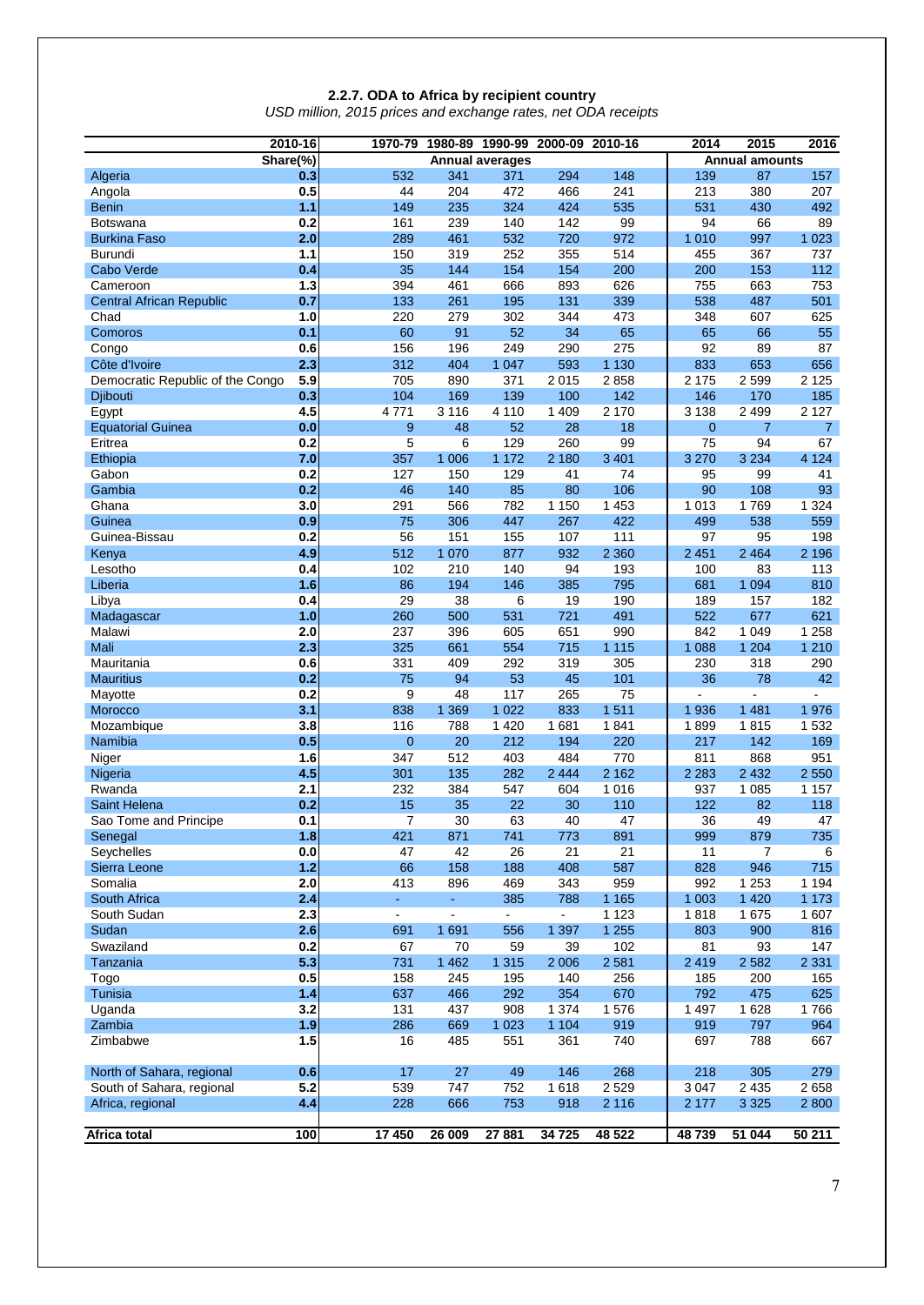**2.2.7. ODA to Africa by recipient country**

*USD million, 2015 prices and exchange rates, net ODA receipts*

| | 2010-16 | 1970-79 | 1980-89 | 1990-99 | 2000-09 | 2010-16 | 2014 | 2015 | 2016 |
|---|---|---|---|---|---|---|---|---|---|
| | Share(%) | Annual averages | | | | | Annual amounts | | |
| Algeria | 0.3 | 532 | 341 | 371 | 294 | 148 | 139 | 87 | 157 |
| Angola | 0.5 | 44 | 204 | 472 | 466 | 241 | 213 | 380 | 207 |
| Benin | 1.1 | 149 | 235 | 324 | 424 | 535 | 531 | 430 | 492 |
| Botswana | 0.2 | 161 | 239 | 140 | 142 | 99 | 94 | 66 | 89 |
| Burkina Faso | 2.0 | 289 | 461 | 532 | 720 | 972 | 1 010 | 997 | 1 023 |
| Burundi | 1.1 | 150 | 319 | 252 | 355 | 514 | 455 | 367 | 737 |
| Cabo Verde | 0.4 | 35 | 144 | 154 | 154 | 200 | 200 | 153 | 112 |
| Cameroon | 1.3 | 394 | 461 | 666 | 893 | 626 | 755 | 663 | 753 |
| Central African Republic | 0.7 | 133 | 261 | 195 | 131 | 339 | 538 | 487 | 501 |
| Chad | 1.0 | 220 | 279 | 302 | 344 | 473 | 348 | 607 | 625 |
| Comoros | 0.1 | 60 | 91 | 52 | 34 | 65 | 65 | 66 | 55 |
| Congo | 0.6 | 156 | 196 | 249 | 290 | 275 | 92 | 89 | 87 |
| Côte d'Ivoire | 2.3 | 312 | 404 | 1 047 | 593 | 1 130 | 833 | 653 | 656 |
| Democratic Republic of the Congo | 5.9 | 705 | 890 | 371 | 2 015 | 2 858 | 2 175 | 2 599 | 2 125 |
| Djibouti | 0.3 | 104 | 169 | 139 | 100 | 142 | 146 | 170 | 185 |
| Egypt | 4.5 | 4 771 | 3 116 | 4 110 | 1 409 | 2 170 | 3 138 | 2 499 | 2 127 |
| Equatorial Guinea | 0.0 | 9 | 48 | 52 | 28 | 18 | 0 | 7 | 7 |
| Eritrea | 0.2 | 5 | 6 | 129 | 260 | 99 | 75 | 94 | 67 |
| Ethiopia | 7.0 | 357 | 1 006 | 1 172 | 2 180 | 3 401 | 3 270 | 3 234 | 4 124 |
| Gabon | 0.2 | 127 | 150 | 129 | 41 | 74 | 95 | 99 | 41 |
| Gambia | 0.2 | 46 | 140 | 85 | 80 | 106 | 90 | 108 | 93 |
| Ghana | 3.0 | 291 | 566 | 782 | 1 150 | 1 453 | 1 013 | 1 769 | 1 324 |
| Guinea | 0.9 | 75 | 306 | 447 | 267 | 422 | 499 | 538 | 559 |
| Guinea-Bissau | 0.2 | 56 | 151 | 155 | 107 | 111 | 97 | 95 | 198 |
| Kenya | 4.9 | 512 | 1 070 | 877 | 932 | 2 360 | 2 451 | 2 464 | 2 196 |
| Lesotho | 0.4 | 102 | 210 | 140 | 94 | 193 | 100 | 83 | 113 |
| Liberia | 1.6 | 86 | 194 | 146 | 385 | 795 | 681 | 1 094 | 810 |
| Libya | 0.4 | 29 | 38 | 6 | 19 | 190 | 189 | 157 | 182 |
| Madagascar | 1.0 | 260 | 500 | 531 | 721 | 491 | 522 | 677 | 621 |
| Malawi | 2.0 | 237 | 396 | 605 | 651 | 990 | 842 | 1 049 | 1 258 |
| Mali | 2.3 | 325 | 661 | 554 | 715 | 1 115 | 1 088 | 1 204 | 1 210 |
| Mauritania | 0.6 | 331 | 409 | 292 | 319 | 305 | 230 | 318 | 290 |
| Mauritius | 0.2 | 75 | 94 | 53 | 45 | 101 | 36 | 78 | 42 |
| Mayotte | 0.2 | 9 | 48 | 117 | 265 | 75 | - | - | - |
| Morocco | 3.1 | 838 | 1 369 | 1 022 | 833 | 1 511 | 1 936 | 1 481 | 1 976 |
| Mozambique | 3.8 | 116 | 788 | 1 420 | 1 681 | 1 841 | 1 899 | 1 815 | 1 532 |
| Namibia | 0.5 | 0 | 20 | 212 | 194 | 220 | 217 | 142 | 169 |
| Niger | 1.6 | 347 | 512 | 403 | 484 | 770 | 811 | 868 | 951 |
| Nigeria | 4.5 | 301 | 135 | 282 | 2 444 | 2 162 | 2 283 | 2 432 | 2 550 |
| Rwanda | 2.1 | 232 | 384 | 547 | 604 | 1 016 | 937 | 1 085 | 1 157 |
| Saint Helena | 0.2 | 15 | 35 | 22 | 30 | 110 | 122 | 82 | 118 |
| Sao Tome and Principe | 0.1 | 7 | 30 | 63 | 40 | 47 | 36 | 49 | 47 |
| Senegal | 1.8 | 421 | 871 | 741 | 773 | 891 | 999 | 879 | 735 |
| Seychelles | 0.0 | 47 | 42 | 26 | 21 | 21 | 11 | 7 | 6 |
| Sierra Leone | 1.2 | 66 | 158 | 188 | 408 | 587 | 828 | 946 | 715 |
| Somalia | 2.0 | 413 | 896 | 469 | 343 | 959 | 992 | 1 253 | 1 194 |
| South Africa | 2.4 | - | - | 385 | 788 | 1 165 | 1 003 | 1 420 | 1 173 |
| South Sudan | 2.3 | - | - | - | - | 1 123 | 1 818 | 1 675 | 1 607 |
| Sudan | 2.6 | 691 | 1 691 | 556 | 1 397 | 1 255 | 803 | 900 | 816 |
| Swaziland | 0.2 | 67 | 70 | 59 | 39 | 102 | 81 | 93 | 147 |
| Tanzania | 5.3 | 731 | 1 462 | 1 315 | 2 006 | 2 581 | 2 419 | 2 582 | 2 331 |
| Togo | 0.5 | 158 | 245 | 195 | 140 | 256 | 185 | 200 | 165 |
| Tunisia | 1.4 | 637 | 466 | 292 | 354 | 670 | 792 | 475 | 625 |
| Uganda | 3.2 | 131 | 437 | 908 | 1 374 | 1 576 | 1 497 | 1 628 | 1 766 |
| Zambia | 1.9 | 286 | 669 | 1 023 | 1 104 | 919 | 919 | 797 | 964 |
| Zimbabwe | 1.5 | 16 | 485 | 551 | 361 | 740 | 697 | 788 | 667 |
| North of Sahara, regional | 0.6 | 17 | 27 | 49 | 146 | 268 | 218 | 305 | 279 |
| South of Sahara, regional | 5.2 | 539 | 747 | 752 | 1 618 | 2 529 | 3 047 | 2 435 | 2 658 |
| Africa, regional | 4.4 | 228 | 666 | 753 | 918 | 2 116 | 2 177 | 3 325 | 2 800 |
| **Africa total** | **100** | **17 450** | **26 009** | **27 881** | **34 725** | **48 522** | **48 739** | **51 044** | **50 211** |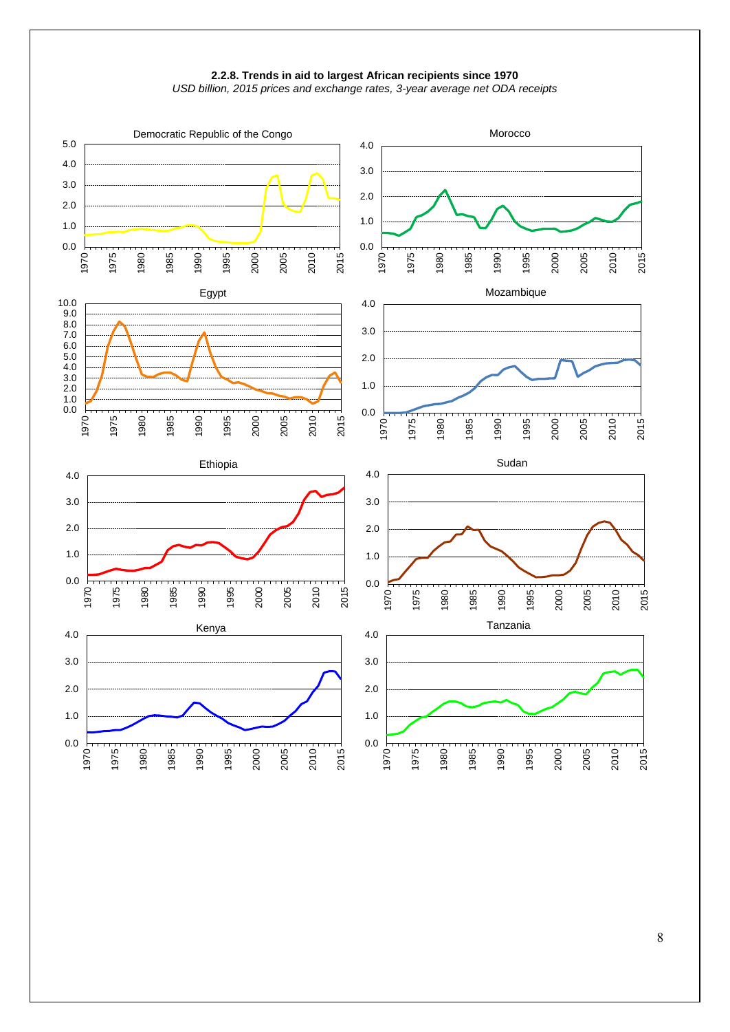**2.2.8. Trends in aid to largest African recipients since 1970**

*USD billion, 2015 prices and exchange rates, 3-year average net ODA receipts*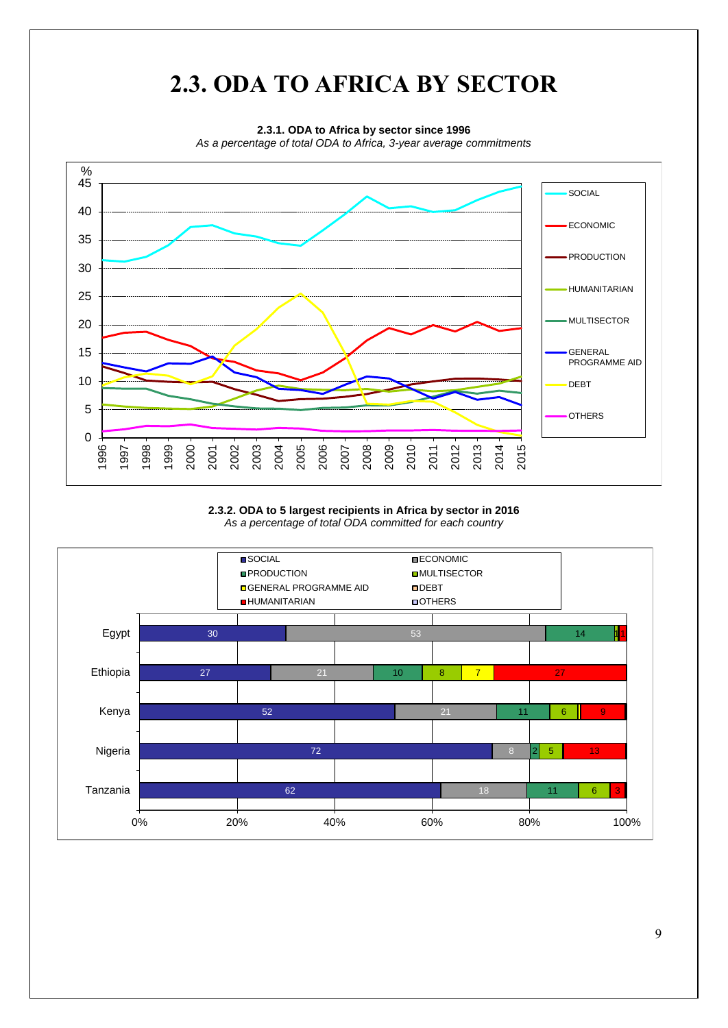# 2.3. ODA TO AFRICA BY SECTOR

**2.3.1. ODA to Africa by sector since 1996**

*As a percentage of total ODA to Africa, 3-year average commitments*

**2.3.2. ODA to 5 largest recipients in Africa by sector in 2016**

*As a percentage of total ODA committed for each country*

| | SOCIAL | ECONOMIC | PRODUCTION | MULTISECTOR | GENERAL PROGRAMME AID | DEBT | HUMANITARIAN | OTHERS |
|---|---|---|---|---|---|---|---|---|
| Egypt | 30 | 53 | 14 | 1 | | | 1 | |
| Ethiopia | 27 | 21 | 10 | 8 | 7 | | 27 | |
| Kenya | 52 | 21 | 11 | 6 | | | 9 | |
| Nigeria | 72 | 8 | 2 | 5 | | | 13 | |
| Tanzania | 62 | 18 | 11 | 6 | | | 3 | |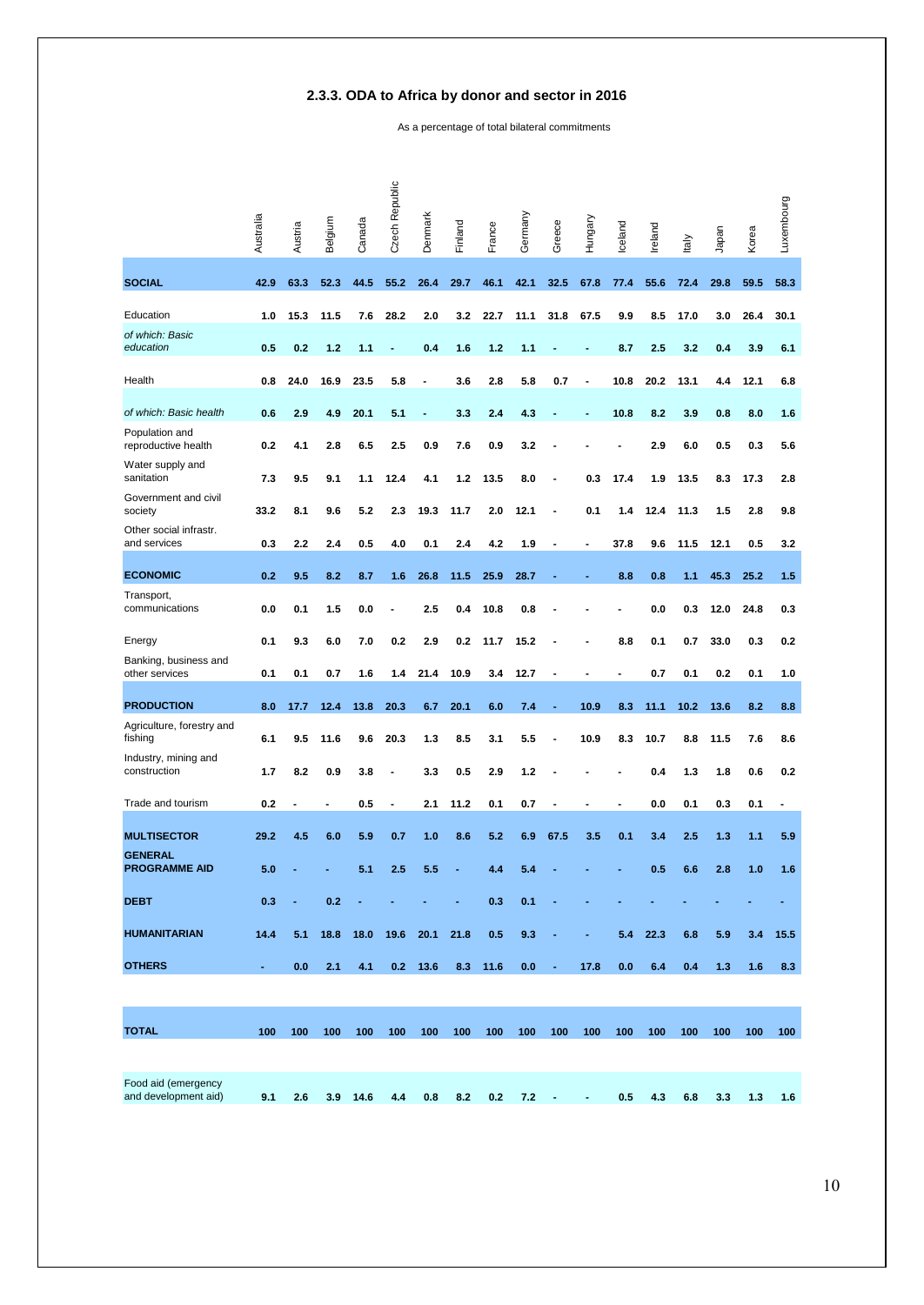## 2.3.3. ODA to Africa by donor and sector in 2016

As a percentage of total bilateral commitments

| | Australia | Austria | Belgium | Canada | Czech Republic | Denmark | Finland | France | Germany | Greece | Hungary | Iceland | Ireland | Italy | Japan | Korea | Luxembourg |
|---|---|---|---|---|---|---|---|---|---|---|---|---|---|---|---|---|---|
| **SOCIAL** | **42.9** | **63.3** | **52.3** | **44.5** | **55.2** | **26.4** | **29.7** | **46.1** | **42.1** | **32.5** | **67.8** | **77.4** | **55.6** | **72.4** | **29.8** | **59.5** | **58.3** |
| Education | 1.0 | 15.3 | 11.5 | 7.6 | 28.2 | 2.0 | 3.2 | 22.7 | 11.1 | 31.8 | 67.5 | 9.9 | 8.5 | 17.0 | 3.0 | 26.4 | 30.1 |
| *of which: Basic education* | 0.5 | 0.2 | 1.2 | 1.1 | - | 0.4 | 1.6 | 1.2 | 1.1 | - | - | 8.7 | 2.5 | 3.2 | 0.4 | 3.9 | 6.1 |
| Health | 0.8 | 24.0 | 16.9 | 23.5 | 5.8 | - | 3.6 | 2.8 | 5.8 | 0.7 | - | 10.8 | 20.2 | 13.1 | 4.4 | 12.1 | 6.8 |
| *of which: Basic health* | 0.6 | 2.9 | 4.9 | 20.1 | 5.1 | - | 3.3 | 2.4 | 4.3 | - | - | 10.8 | 8.2 | 3.9 | 0.8 | 8.0 | 1.6 |
| Population and reproductive health | 0.2 | 4.1 | 2.8 | 6.5 | 2.5 | 0.9 | 7.6 | 0.9 | 3.2 | - | - | - | 2.9 | 6.0 | 0.5 | 0.3 | 5.6 |
| Water supply and sanitation | 7.3 | 9.5 | 9.1 | 1.1 | 12.4 | 4.1 | 1.2 | 13.5 | 8.0 | - | 0.3 | 17.4 | 1.9 | 13.5 | 8.3 | 17.3 | 2.8 |
| Government and civil society | 33.2 | 8.1 | 9.6 | 5.2 | 2.3 | 19.3 | 11.7 | 2.0 | 12.1 | - | 0.1 | 1.4 | 12.4 | 11.3 | 1.5 | 2.8 | 9.8 |
| Other social infrastr. and services | 0.3 | 2.2 | 2.4 | 0.5 | 4.0 | 0.1 | 2.4 | 4.2 | 1.9 | - | - | 37.8 | 9.6 | 11.5 | 12.1 | 0.5 | 3.2 |
| **ECONOMIC** | **0.2** | **9.5** | **8.2** | **8.7** | **1.6** | **26.8** | **11.5** | **25.9** | **28.7** | **-** | **-** | **8.8** | **0.8** | **1.1** | **45.3** | **25.2** | **1.5** |
| Transport, communications | 0.0 | 0.1 | 1.5 | 0.0 | - | 2.5 | 0.4 | 10.8 | 0.8 | - | - | - | 0.0 | 0.3 | 12.0 | 24.8 | 0.3 |
| Energy | 0.1 | 9.3 | 6.0 | 7.0 | 0.2 | 2.9 | 0.2 | 11.7 | 15.2 | - | - | 8.8 | 0.1 | 0.7 | 33.0 | 0.3 | 0.2 |
| Banking, business and other services | 0.1 | 0.1 | 0.7 | 1.6 | 1.4 | 21.4 | 10.9 | 3.4 | 12.7 | - | - | - | 0.7 | 0.1 | 0.2 | 0.1 | 1.0 |
| **PRODUCTION** | **8.0** | **17.7** | **12.4** | **13.8** | **20.3** | **6.7** | **20.1** | **6.0** | **7.4** | **-** | **10.9** | **8.3** | **11.1** | **10.2** | **13.6** | **8.2** | **8.8** |
| Agriculture, forestry and fishing | 6.1 | 9.5 | 11.6 | 9.6 | 20.3 | 1.3 | 8.5 | 3.1 | 5.5 | - | 10.9 | 8.3 | 10.7 | 8.8 | 11.5 | 7.6 | 8.6 |
| Industry, mining and construction | 1.7 | 8.2 | 0.9 | 3.8 | - | 3.3 | 0.5 | 2.9 | 1.2 | - | - | - | 0.4 | 1.3 | 1.8 | 0.6 | 0.2 |
| Trade and tourism | 0.2 | - | - | 0.5 | - | 2.1 | 11.2 | 0.1 | 0.7 | - | - | - | 0.0 | 0.1 | 0.3 | 0.1 | - |
| **MULTISECTOR** | **29.2** | **4.5** | **6.0** | **5.9** | **0.7** | **1.0** | **8.6** | **5.2** | **6.9** | **67.5** | **3.5** | **0.1** | **3.4** | **2.5** | **1.3** | **1.1** | **5.9** |
| **GENERAL PROGRAMME AID** | **5.0** | **-** | **-** | **5.1** | **2.5** | **5.5** | **-** | **4.4** | **5.4** | **-** | **-** | **-** | **0.5** | **6.6** | **2.8** | **1.0** | **1.6** |
| **DEBT** | **0.3** | **-** | **0.2** | **-** | **-** | **-** | **-** | **0.3** | **0.1** | **-** | **-** | **-** | **-** | **-** | **-** | **-** | **-** |
| **HUMANITARIAN** | **14.4** | **5.1** | **18.8** | **18.0** | **19.6** | **20.1** | **21.8** | **0.5** | **9.3** | **-** | **-** | **5.4** | **22.3** | **6.8** | **5.9** | **3.4** | **15.5** |
| **OTHERS** | **-** | **0.0** | **2.1** | **4.1** | **0.2** | **13.6** | **8.3** | **11.6** | **0.0** | **-** | **17.8** | **0.0** | **6.4** | **0.4** | **1.3** | **1.6** | **8.3** |
| **TOTAL** | **100** | **100** | **100** | **100** | **100** | **100** | **100** | **100** | **100** | **100** | **100** | **100** | **100** | **100** | **100** | **100** | **100** |
| Food aid (emergency and development aid) | 9.1 | 2.6 | 3.9 | 14.6 | 4.4 | 0.8 | 8.2 | 0.2 | 7.2 | - | - | 0.5 | 4.3 | 6.8 | 3.3 | 1.3 | 1.6 |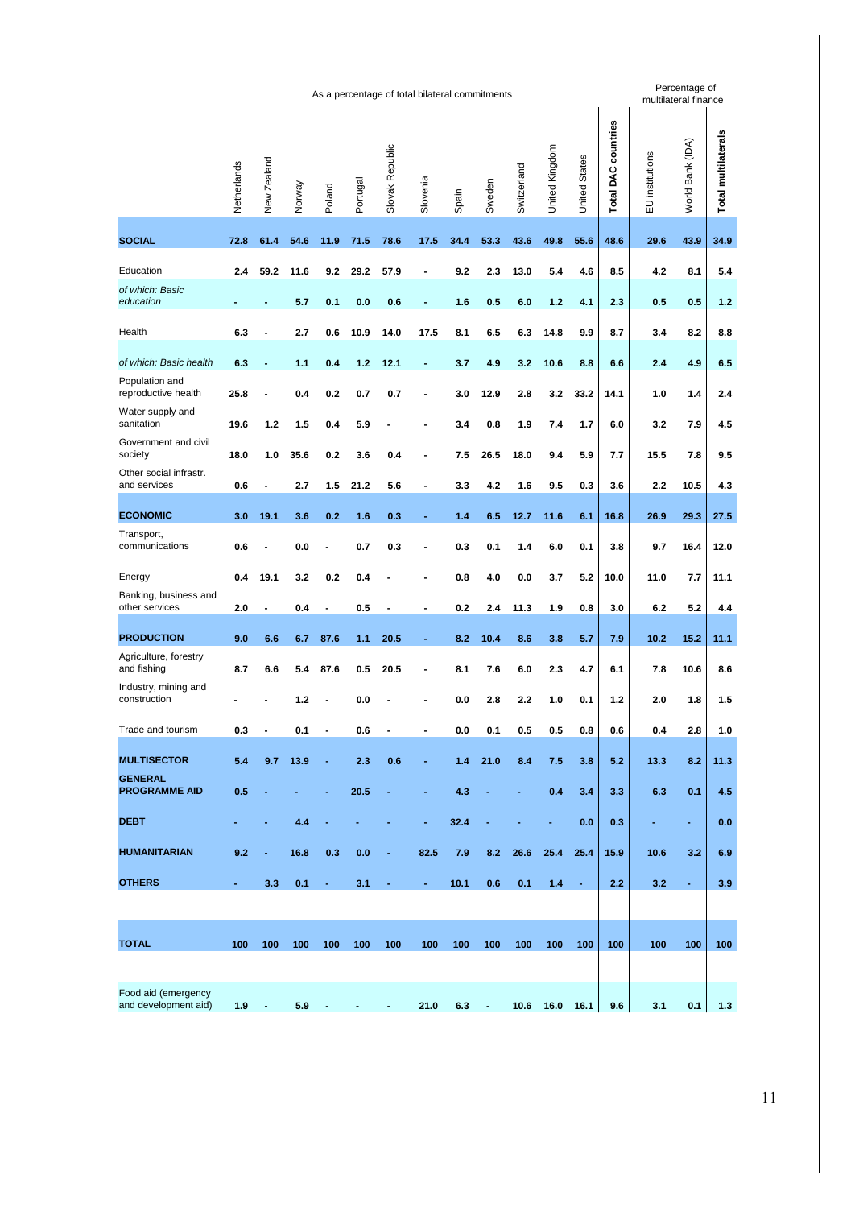| | As a percentage of total bilateral commitments | | | | | | | | | | | | | Percentage of multilateral finance | | |
|---|---|---|---|---|---|---|---|---|---|---|---|---|---|---|---|---|
| | Netherlands | New Zealand | Norway | Poland | Portugal | Slovak Republic | Slovenia | Spain | Sweden | Switzerland | United Kingdom | United States | **Total DAC countries** | EU institutions | World Bank (IDA) | **Total multilaterals** |
| **SOCIAL** | **72.8** | **61.4** | **54.6** | **11.9** | **71.5** | **78.6** | **17.5** | **34.4** | **53.3** | **43.6** | **49.8** | **55.6** | **48.6** | **29.6** | **43.9** | **34.9** |
| Education | 2.4 | 59.2 | 11.6 | 9.2 | 29.2 | 57.9 | - | 9.2 | 2.3 | 13.0 | 5.4 | 4.6 | 8.5 | 4.2 | 8.1 | 5.4 |
| *of which: Basic education* | - | - | 5.7 | 0.1 | 0.0 | 0.6 | - | 1.6 | 0.5 | 6.0 | 1.2 | 4.1 | 2.3 | 0.5 | 0.5 | 1.2 |
| Health | 6.3 | - | 2.7 | 0.6 | 10.9 | 14.0 | 17.5 | 8.1 | 6.5 | 6.3 | 14.8 | 9.9 | 8.7 | 3.4 | 8.2 | 8.8 |
| *of which: Basic health* | 6.3 | - | 1.1 | 0.4 | 1.2 | 12.1 | - | 3.7 | 4.9 | 3.2 | 10.6 | 8.8 | 6.6 | 2.4 | 4.9 | 6.5 |
| Population and reproductive health | 25.8 | - | 0.4 | 0.2 | 0.7 | 0.7 | - | 3.0 | 12.9 | 2.8 | 3.2 | 33.2 | 14.1 | 1.0 | 1.4 | 2.4 |
| Water supply and sanitation | 19.6 | 1.2 | 1.5 | 0.4 | 5.9 | - | - | 3.4 | 0.8 | 1.9 | 7.4 | 1.7 | 6.0 | 3.2 | 7.9 | 4.5 |
| Government and civil society | 18.0 | 1.0 | 35.6 | 0.2 | 3.6 | 0.4 | - | 7.5 | 26.5 | 18.0 | 9.4 | 5.9 | 7.7 | 15.5 | 7.8 | 9.5 |
| Other social infrastr. and services | 0.6 | - | 2.7 | 1.5 | 21.2 | 5.6 | - | 3.3 | 4.2 | 1.6 | 9.5 | 0.3 | 3.6 | 2.2 | 10.5 | 4.3 |
| **ECONOMIC** | **3.0** | **19.1** | **3.6** | **0.2** | **1.6** | **0.3** | **-** | **1.4** | **6.5** | **12.7** | **11.6** | **6.1** | **16.8** | **26.9** | **29.3** | **27.5** |
| Transport, communications | 0.6 | - | 0.0 | - | 0.7 | 0.3 | - | 0.3 | 0.1 | 1.4 | 6.0 | 0.1 | 3.8 | 9.7 | 16.4 | 12.0 |
| Energy | 0.4 | 19.1 | 3.2 | 0.2 | 0.4 | - | - | 0.8 | 4.0 | 0.0 | 3.7 | 5.2 | 10.0 | 11.0 | 7.7 | 11.1 |
| Banking, business and other services | 2.0 | - | 0.4 | - | 0.5 | - | - | 0.2 | 2.4 | 11.3 | 1.9 | 0.8 | 3.0 | 6.2 | 5.2 | 4.4 |
| **PRODUCTION** | **9.0** | **6.6** | **6.7** | **87.6** | **1.1** | **20.5** | **-** | **8.2** | **10.4** | **8.6** | **3.8** | **5.7** | **7.9** | **10.2** | **15.2** | **11.1** |
| Agriculture, forestry and fishing | 8.7 | 6.6 | 5.4 | 87.6 | 0.5 | 20.5 | - | 8.1 | 7.6 | 6.0 | 2.3 | 4.7 | 6.1 | 7.8 | 10.6 | 8.6 |
| Industry, mining and construction | - | - | 1.2 | - | 0.0 | - | - | 0.0 | 2.8 | 2.2 | 1.0 | 0.1 | 1.2 | 2.0 | 1.8 | 1.5 |
| Trade and tourism | 0.3 | - | 0.1 | - | 0.6 | - | - | 0.0 | 0.1 | 0.5 | 0.5 | 0.8 | 0.6 | 0.4 | 2.8 | 1.0 |
| **MULTISECTOR** | **5.4** | **9.7** | **13.9** | **-** | **2.3** | **0.6** | **-** | **1.4** | **21.0** | **8.4** | **7.5** | **3.8** | **5.2** | **13.3** | **8.2** | **11.3** |
| **GENERAL PROGRAMME AID** | **0.5** | **-** | **-** | **-** | **20.5** | **-** | **-** | **4.3** | **-** | **-** | **0.4** | **3.4** | **3.3** | **6.3** | **0.1** | **4.5** |
| **DEBT** | **-** | **-** | **4.4** | **-** | **-** | **-** | **-** | **32.4** | **-** | **-** | **-** | **0.0** | **0.3** | **-** | **-** | **0.0** |
| **HUMANITARIAN** | **9.2** | **-** | **16.8** | **0.3** | **0.0** | **-** | **82.5** | **7.9** | **8.2** | **26.6** | **25.4** | **25.4** | **15.9** | **10.6** | **3.2** | **6.9** |
| **OTHERS** | **-** | **3.3** | **0.1** | **-** | **3.1** | **-** | **-** | **10.1** | **0.6** | **0.1** | **1.4** | **-** | **2.2** | **3.2** | **-** | **3.9** |
| **TOTAL** | **100** | **100** | **100** | **100** | **100** | **100** | **100** | **100** | **100** | **100** | **100** | **100** | **100** | **100** | **100** | **100** |
| Food aid (emergency and development aid) | 1.9 | - | 5.9 | - | - | - | 21.0 | 6.3 | - | 10.6 | 16.0 | 16.1 | 9.6 | 3.1 | 0.1 | 1.3 |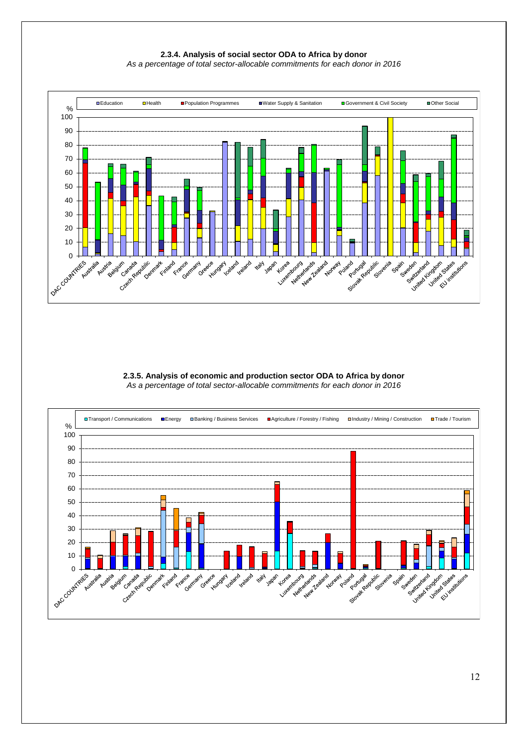**2.3.4. Analysis of social sector ODA to Africa by donor**

*As a percentage of total sector-allocable commitments for each donor in 2016*

**2.3.5. Analysis of economic and production sector ODA to Africa by donor**

*As a percentage of total sector-allocable commitments for each donor in 2016*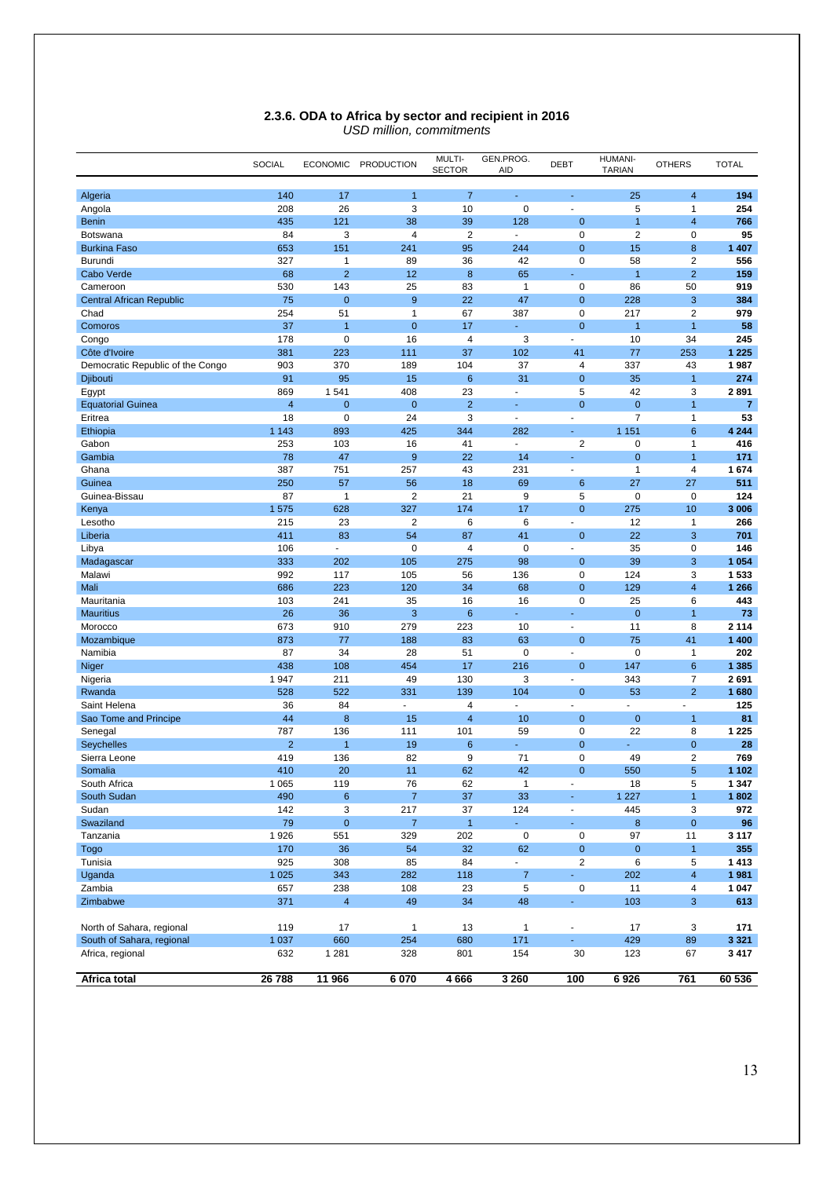## 2.3.6. ODA to Africa by sector and recipient in 2016

*USD million, commitments*

| | SOCIAL | ECONOMIC | PRODUCTION | MULTI-SECTOR | GEN.PROG. AID | DEBT | HUMANI-TARIAN | OTHERS | TOTAL |
|---|---|---|---|---|---|---|---|---|---|
| Algeria | 140 | 17 | 1 | 7 | - | - | 25 | 4 | **194** |
| Angola | 208 | 26 | 3 | 10 | 0 | - | 5 | 1 | **254** |
| Benin | 435 | 121 | 38 | 39 | 128 | 0 | 1 | 4 | **766** |
| Botswana | 84 | 3 | 4 | 2 | - | 0 | 2 | 0 | **95** |
| Burkina Faso | 653 | 151 | 241 | 95 | 244 | 0 | 15 | 8 | **1 407** |
| Burundi | 327 | 1 | 89 | 36 | 42 | 0 | 58 | 2 | **556** |
| Cabo Verde | 68 | 2 | 12 | 8 | 65 | - | 1 | 2 | **159** |
| Cameroon | 530 | 143 | 25 | 83 | 1 | 0 | 86 | 50 | **919** |
| Central African Republic | 75 | 0 | 9 | 22 | 47 | 0 | 228 | 3 | **384** |
| Chad | 254 | 51 | 1 | 67 | 387 | 0 | 217 | 2 | **979** |
| Comoros | 37 | 1 | 0 | 17 | - | 0 | 1 | 1 | **58** |
| Congo | 178 | 0 | 16 | 4 | 3 | - | 10 | 34 | **245** |
| Côte d'Ivoire | 381 | 223 | 111 | 37 | 102 | 41 | 77 | 253 | **1 225** |
| Democratic Republic of the Congo | 903 | 370 | 189 | 104 | 37 | 4 | 337 | 43 | **1 987** |
| Djibouti | 91 | 95 | 15 | 6 | 31 | 0 | 35 | 1 | **274** |
| Egypt | 869 | 1 541 | 408 | 23 | - | 5 | 42 | 3 | **2 891** |
| Equatorial Guinea | 4 | 0 | 0 | 2 | - | 0 | 0 | 1 | **7** |
| Eritrea | 18 | 0 | 24 | 3 | - | - | 7 | 1 | **53** |
| Ethiopia | 1 143 | 893 | 425 | 344 | 282 | - | 1 151 | 6 | **4 244** |
| Gabon | 253 | 103 | 16 | 41 | - | 2 | 0 | 1 | **416** |
| Gambia | 78 | 47 | 9 | 22 | 14 | - | 0 | 1 | **171** |
| Ghana | 387 | 751 | 257 | 43 | 231 | - | 1 | 4 | **1 674** |
| Guinea | 250 | 57 | 56 | 18 | 69 | 6 | 27 | 27 | **511** |
| Guinea-Bissau | 87 | 1 | 2 | 21 | 9 | 5 | 0 | 0 | **124** |
| Kenya | 1 575 | 628 | 327 | 174 | 17 | 0 | 275 | 10 | **3 006** |
| Lesotho | 215 | 23 | 2 | 6 | 6 | - | 12 | 1 | **266** |
| Liberia | 411 | 83 | 54 | 87 | 41 | 0 | 22 | 3 | **701** |
| Libya | 106 | - | 0 | 4 | 0 | - | 35 | 0 | **146** |
| Madagascar | 333 | 202 | 105 | 275 | 98 | 0 | 39 | 3 | **1 054** |
| Malawi | 992 | 117 | 105 | 56 | 136 | 0 | 124 | 3 | **1 533** |
| Mali | 686 | 223 | 120 | 34 | 68 | 0 | 129 | 4 | **1 266** |
| Mauritania | 103 | 241 | 35 | 16 | 16 | 0 | 25 | 6 | **443** |
| Mauritius | 26 | 36 | 3 | 6 | - | - | 0 | 1 | **73** |
| Morocco | 673 | 910 | 279 | 223 | 10 | - | 11 | 8 | **2 114** |
| Mozambique | 873 | 77 | 188 | 83 | 63 | 0 | 75 | 41 | **1 400** |
| Namibia | 87 | 34 | 28 | 51 | 0 | - | 0 | 1 | **202** |
| Niger | 438 | 108 | 454 | 17 | 216 | 0 | 147 | 6 | **1 385** |
| Nigeria | 1 947 | 211 | 49 | 130 | 3 | - | 343 | 7 | **2 691** |
| Rwanda | 528 | 522 | 331 | 139 | 104 | 0 | 53 | 2 | **1 680** |
| Saint Helena | 36 | 84 | - | 4 | - | - | - | - | **125** |
| Sao Tome and Principe | 44 | 8 | 15 | 4 | 10 | 0 | 0 | 1 | **81** |
| Senegal | 787 | 136 | 111 | 101 | 59 | 0 | 22 | 8 | **1 225** |
| Seychelles | 2 | 1 | 19 | 6 | - | 0 | - | 0 | **28** |
| Sierra Leone | 419 | 136 | 82 | 9 | 71 | 0 | 49 | 2 | **769** |
| Somalia | 410 | 20 | 11 | 62 | 42 | 0 | 550 | 5 | **1 102** |
| South Africa | 1 065 | 119 | 76 | 62 | 1 | - | 18 | 5 | **1 347** |
| South Sudan | 490 | 6 | 7 | 37 | 33 | - | 1 227 | 1 | **1 802** |
| Sudan | 142 | 3 | 217 | 37 | 124 | - | 445 | 3 | **972** |
| Swaziland | 79 | 0 | 7 | 1 | - | - | 8 | 0 | **96** |
| Tanzania | 1 926 | 551 | 329 | 202 | 0 | 0 | 97 | 11 | **3 117** |
| Togo | 170 | 36 | 54 | 32 | 62 | 0 | 0 | 1 | **355** |
| Tunisia | 925 | 308 | 85 | 84 | - | 2 | 6 | 5 | **1 413** |
| Uganda | 1 025 | 343 | 282 | 118 | 7 | - | 202 | 4 | **1 981** |
| Zambia | 657 | 238 | 108 | 23 | 5 | 0 | 11 | 4 | **1 047** |
| Zimbabwe | 371 | 4 | 49 | 34 | 48 | - | 103 | 3 | **613** |
| North of Sahara, regional | 119 | 17 | 1 | 13 | 1 | - | 17 | 3 | **171** |
| South of Sahara, regional | 1 037 | 660 | 254 | 680 | 171 | - | 429 | 89 | **3 321** |
| Africa, regional | 632 | 1 281 | 328 | 801 | 154 | 30 | 123 | 67 | **3 417** |
| **Africa total** | **26 788** | **11 966** | **6 070** | **4 666** | **3 260** | **100** | **6 926** | **761** | **60 536** |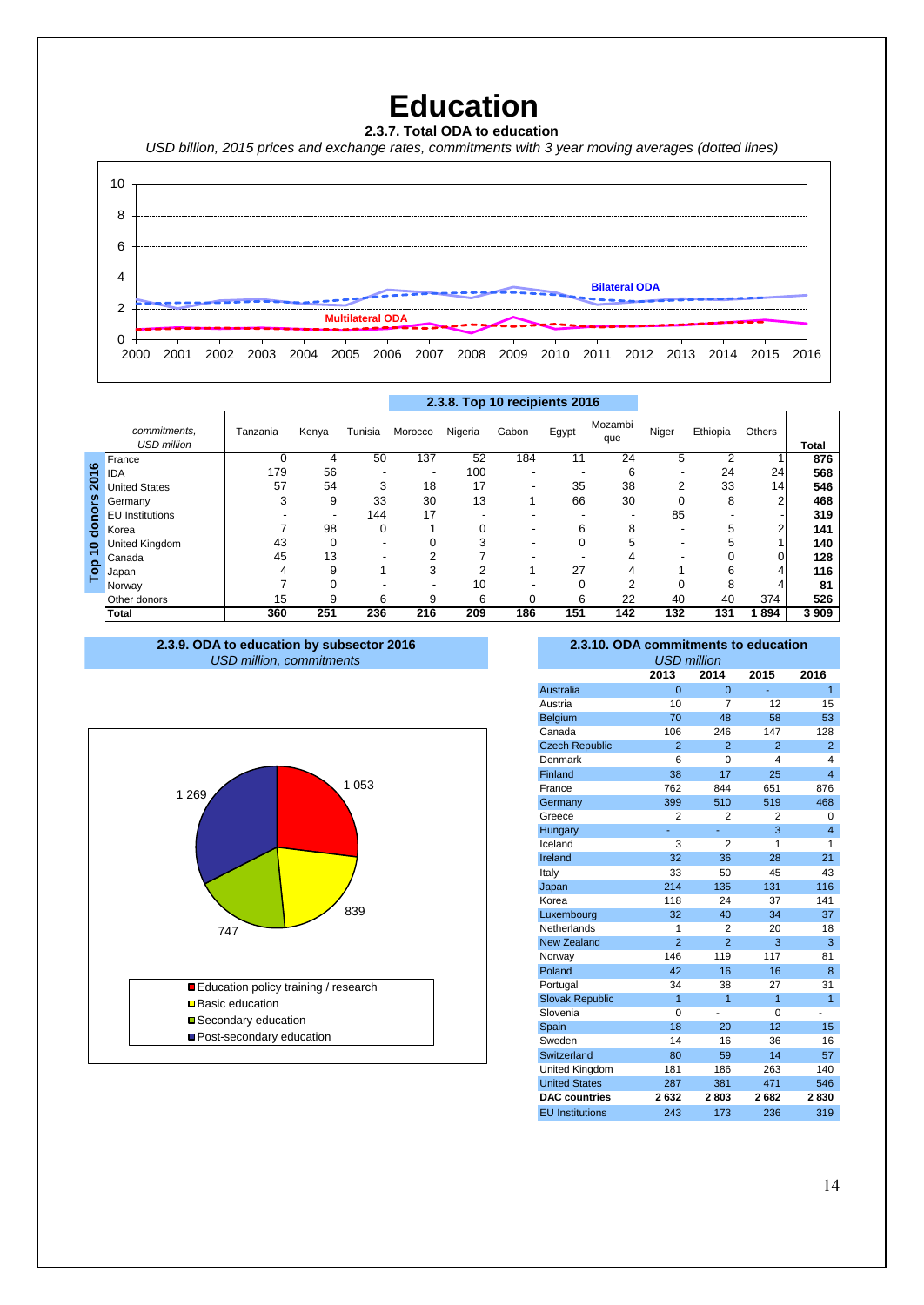# Education

**2.3.7. Total ODA to education**

*USD billion, 2015 prices and exchange rates, commitments with 3 year moving averages (dotted lines)*

Bilateral ODA

Multilateral ODA

**2.3.8. Top 10 recipients 2016**

| | *commitments, USD million* | Tanzania | Kenya | Tunisia | Morocco | Nigeria | Gabon | Egypt | Mozambique | Niger | Ethiopia | Others | Total |
|---|---|---|---|---|---|---|---|---|---|---|---|---|---|
| Top 10 donors 2016 | France | 0 | 4 | 50 | 137 | 52 | 184 | 11 | 24 | 5 | 2 | 1 | **876** |
| | IDA | 179 | 56 | - | - | 100 | - | - | 6 | - | 24 | 24 | **568** |
| | United States | 57 | 54 | 3 | 18 | 17 | - | 35 | 38 | 2 | 33 | 14 | **546** |
| | Germany | 3 | 9 | 33 | 30 | 13 | 1 | 66 | 30 | 0 | 8 | 2 | **468** |
| | EU Institutions | - | - | 144 | 17 | - | - | - | - | 85 | - | - | **319** |
| | Korea | 7 | 98 | 0 | 1 | 0 | - | 6 | 8 | - | 5 | 2 | **141** |
| | United Kingdom | 43 | 0 | - | 0 | 3 | - | 0 | 5 | - | 5 | 1 | **140** |
| | Canada | 45 | 13 | - | 2 | 7 | - | - | 4 | - | 0 | 0 | **128** |
| | Japan | 4 | 9 | 1 | 3 | 2 | 1 | 27 | 4 | 1 | 6 | 4 | **116** |
| | Norway | 7 | 0 | - | - | 10 | - | 0 | 2 | 0 | 8 | 4 | **81** |
| | Other donors | 15 | 9 | 6 | 9 | 6 | 0 | 6 | 22 | 40 | 40 | 374 | **526** |
| | **Total** | **360** | **251** | **236** | **216** | **209** | **186** | **151** | **142** | **132** | **131** | **1 894** | **3 909** |

**2.3.9. ODA to education by subsector 2016**

*USD million, commitments*

- Education policy training / research: 1 053
- Basic education: 839
- Secondary education: 747
- Post-secondary education: 1 269

**2.3.10. ODA commitments to education**

*USD million*

| | 2013 | 2014 | 2015 | 2016 |
|---|---|---|---|---|
| Australia | 0 | 0 | - | 1 |
| Austria | 10 | 7 | 12 | 15 |
| Belgium | 70 | 48 | 58 | 53 |
| Canada | 106 | 246 | 147 | 128 |
| Czech Republic | 2 | 2 | 2 | 2 |
| Denmark | 6 | 0 | 4 | 4 |
| Finland | 38 | 17 | 25 | 4 |
| France | 762 | 844 | 651 | 876 |
| Germany | 399 | 510 | 519 | 468 |
| Greece | 2 | 2 | 2 | 0 |
| Hungary | - | - | 3 | 4 |
| Iceland | 3 | 2 | 1 | 1 |
| Ireland | 32 | 36 | 28 | 21 |
| Italy | 33 | 50 | 45 | 43 |
| Japan | 214 | 135 | 131 | 116 |
| Korea | 118 | 24 | 37 | 141 |
| Luxembourg | 32 | 40 | 34 | 37 |
| Netherlands | 1 | 2 | 20 | 18 |
| New Zealand | 2 | 2 | 3 | 3 |
| Norway | 146 | 119 | 117 | 81 |
| Poland | 42 | 16 | 16 | 8 |
| Portugal | 34 | 38 | 27 | 31 |
| Slovak Republic | 1 | 1 | 1 | 1 |
| Slovenia | 0 | - | 0 | - |
| Spain | 18 | 20 | 12 | 15 |
| Sweden | 14 | 16 | 36 | 16 |
| Switzerland | 80 | 59 | 14 | 57 |
| United Kingdom | 181 | 186 | 263 | 140 |
| United States | 287 | 381 | 471 | 546 |
| **DAC countries** | **2 632** | **2 803** | **2 682** | **2 830** |
| EU Institutions | 243 | 173 | 236 | 319 |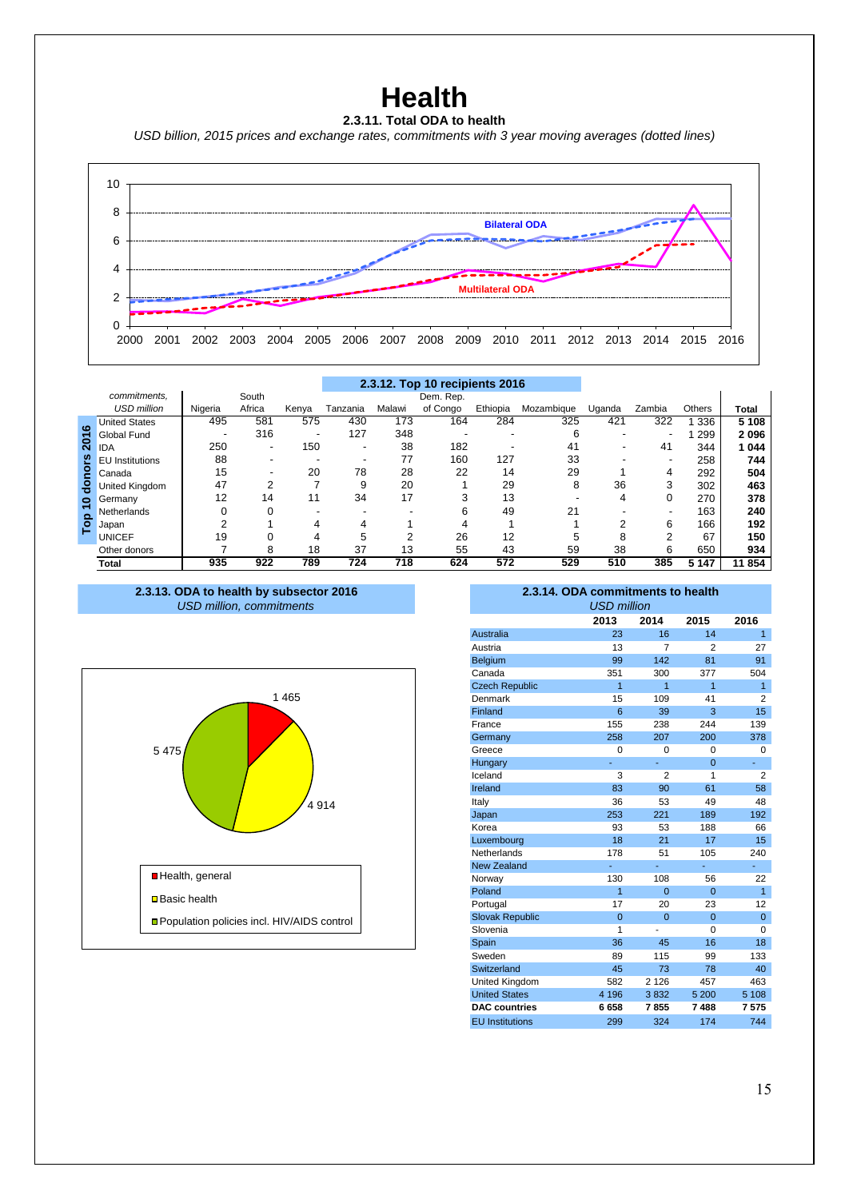# Health

**2.3.11. Total ODA to health**

*USD billion, 2015 prices and exchange rates, commitments with 3 year moving averages (dotted lines)*

Bilateral ODA

Multilateral ODA

**2.3.12. Top 10 recipients 2016**

| *commitments, USD million* | Nigeria | South Africa | Kenya | Tanzania | Malawi | Dem. Rep. of Congo | Ethiopia | Mozambique | Uganda | Zambia | Others | Total |
|---|---|---|---|---|---|---|---|---|---|---|---|---|
| United States | 495 | 581 | 575 | 430 | 173 | 164 | 284 | 325 | 421 | 322 | 1 336 | **5 108** |
| Global Fund | - | 316 | - | 127 | 348 | - | - | 6 | - | - | 1 299 | **2 096** |
| IDA | 250 | - | 150 | - | 38 | 182 | - | 41 | - | 41 | 344 | **1 044** |
| EU Institutions | 88 | - | - | - | 77 | 160 | 127 | 33 | - | - | 258 | **744** |
| Canada | 15 | - | 20 | 78 | 28 | 22 | 14 | 29 | 1 | 4 | 292 | **504** |
| United Kingdom | 47 | 2 | 7 | 9 | 20 | 1 | 29 | 8 | 36 | 3 | 302 | **463** |
| Germany | 12 | 14 | 11 | 34 | 17 | 3 | 13 | - | 4 | 0 | 270 | **378** |
| Netherlands | 0 | 0 | - | - | - | 6 | 49 | 21 | - | - | 163 | **240** |
| Japan | 2 | 1 | 4 | 4 | 1 | 4 | 1 | 1 | 2 | 6 | 166 | **192** |
| UNICEF | 19 | 0 | 4 | 5 | 2 | 26 | 12 | 5 | 8 | 2 | 67 | **150** |
| Other donors | 7 | 8 | 18 | 37 | 13 | 55 | 43 | 59 | 38 | 6 | 650 | **934** |
| **Total** | **935** | **922** | **789** | **724** | **718** | **624** | **572** | **529** | **510** | **385** | **5 147** | **11 854** |

(Rows United States to UNICEF: Top 10 donors 2016)

**2.3.13. ODA to health by subsector 2016**

*USD million, commitments*

| Subsector | USD million |
|---|---|
| Health, general | 1 465 |
| Basic health | 4 914 |
| Population policies incl. HIV/AIDS control | 5 475 |

**2.3.14. ODA commitments to health**

*USD million*

| | 2013 | 2014 | 2015 | 2016 |
|---|---|---|---|---|
| Australia | 23 | 16 | 14 | 1 |
| Austria | 13 | 7 | 2 | 27 |
| Belgium | 99 | 142 | 81 | 91 |
| Canada | 351 | 300 | 377 | 504 |
| Czech Republic | 1 | 1 | 1 | 1 |
| Denmark | 15 | 109 | 41 | 2 |
| Finland | 6 | 39 | 3 | 15 |
| France | 155 | 238 | 244 | 139 |
| Germany | 258 | 207 | 200 | 378 |
| Greece | 0 | 0 | 0 | 0 |
| Hungary | - | - | 0 | - |
| Iceland | 3 | 2 | 1 | 2 |
| Ireland | 83 | 90 | 61 | 58 |
| Italy | 36 | 53 | 49 | 48 |
| Japan | 253 | 221 | 189 | 192 |
| Korea | 93 | 53 | 188 | 66 |
| Luxembourg | 18 | 21 | 17 | 15 |
| Netherlands | 178 | 51 | 105 | 240 |
| New Zealand | - | - | - | - |
| Norway | 130 | 108 | 56 | 22 |
| Poland | 1 | 0 | 0 | 1 |
| Portugal | 17 | 20 | 23 | 12 |
| Slovak Republic | 0 | 0 | 0 | 0 |
| Slovenia | 1 | - | 0 | 0 |
| Spain | 36 | 45 | 16 | 18 |
| Sweden | 89 | 115 | 99 | 133 |
| Switzerland | 45 | 73 | 78 | 40 |
| United Kingdom | 582 | 2 126 | 457 | 463 |
| United States | 4 196 | 3 832 | 5 200 | 5 108 |
| **DAC countries** | **6 658** | **7 855** | **7 488** | **7 575** |
| EU Institutions | 299 | 324 | 174 | 744 |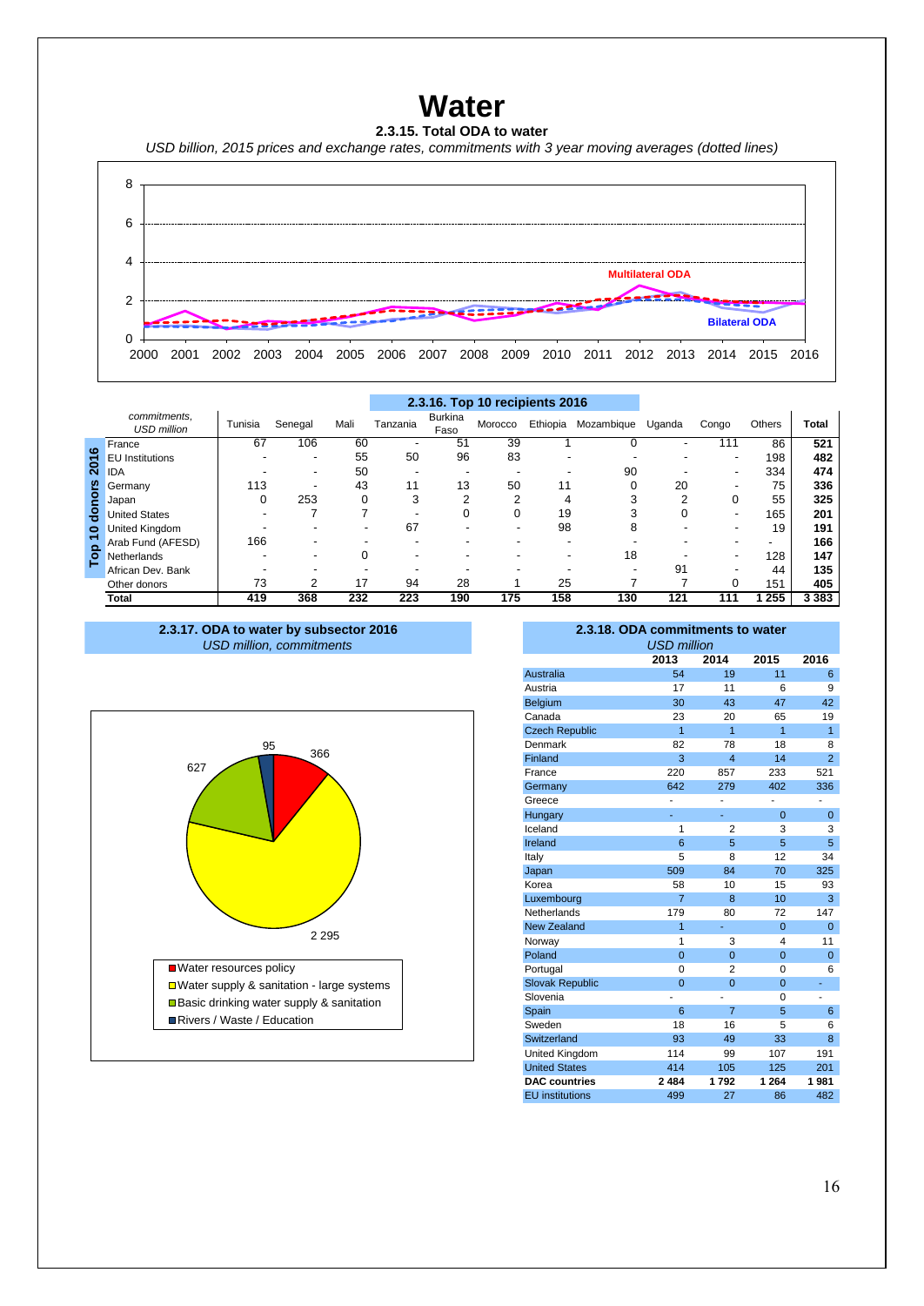# Water

**2.3.15. Total ODA to water**

*USD billion, 2015 prices and exchange rates, commitments with 3 year moving averages (dotted lines)*

8
6
4
2
0
2000 2001 2002 2003 2004 2005 2006 2007 2008 2009 2010 2011 2012 2013 2014 2015 2016
Multilateral ODA
Bilateral ODA

**2.3.16. Top 10 recipients 2016**

| *commitments, USD million* | Tunisia | Senegal | Mali | Tanzania | Burkina Faso | Morocco | Ethiopia | Mozambique | Uganda | Congo | Others | Total |
|---|---|---|---|---|---|---|---|---|---|---|---|---|
| France | 67 | 106 | 60 | - | 51 | 39 | 1 | 0 | - | 111 | 86 | **521** |
| EU Institutions | - | - | 55 | 50 | 96 | 83 | - | - | - | - | 198 | **482** |
| IDA | - | - | 50 | - | - | - | - | 90 | - | - | 334 | **474** |
| Germany | 113 | - | 43 | 11 | 13 | 50 | 11 | 0 | 20 | - | 75 | **336** |
| Japan | 0 | 253 | 0 | 3 | 2 | 2 | 4 | 3 | 2 | 0 | 55 | **325** |
| United States | - | 7 | 7 | - | 0 | 0 | 19 | 3 | 0 | - | 165 | **201** |
| United Kingdom | - | - | - | 67 | - | - | 98 | 8 | - | - | 19 | **191** |
| Arab Fund (AFESD) | 166 | - | - | - | - | - | - | - | - | - | - | **166** |
| Netherlands | - | - | 0 | - | - | - | - | 18 | - | - | 128 | **147** |
| African Dev. Bank | - | - | - | - | - | - | - | - | 91 | - | 44 | **135** |
| Other donors | 73 | 2 | 17 | 94 | 28 | 1 | 25 | 7 | 7 | 0 | 151 | **405** |
| **Total** | **419** | **368** | **232** | **223** | **190** | **175** | **158** | **130** | **121** | **111** | **1 255** | **3 383** |

Top 10 donors 2016

**2.3.17. ODA to water by subsector 2016**

*USD million, commitments*

95
366
627
2 295

- Water resources policy
- Water supply & sanitation - large systems
- Basic drinking water supply & sanitation
- Rivers / Waste / Education

**2.3.18. ODA commitments to water**

*USD million*

| | 2013 | 2014 | 2015 | 2016 |
|---|---|---|---|---|
| Australia | 54 | 19 | 11 | 6 |
| Austria | 17 | 11 | 6 | 9 |
| Belgium | 30 | 43 | 47 | 42 |
| Canada | 23 | 20 | 65 | 19 |
| Czech Republic | 1 | 1 | 1 | 1 |
| Denmark | 82 | 78 | 18 | 8 |
| Finland | 3 | 4 | 14 | 2 |
| France | 220 | 857 | 233 | 521 |
| Germany | 642 | 279 | 402 | 336 |
| Greece | - | - | - | - |
| Hungary | - | - | 0 | 0 |
| Iceland | 1 | 2 | 3 | 3 |
| Ireland | 6 | 5 | 5 | 5 |
| Italy | 5 | 8 | 12 | 34 |
| Japan | 509 | 84 | 70 | 325 |
| Korea | 58 | 10 | 15 | 93 |
| Luxembourg | 7 | 8 | 10 | 3 |
| Netherlands | 179 | 80 | 72 | 147 |
| New Zealand | 1 | - | 0 | 0 |
| Norway | 1 | 3 | 4 | 11 |
| Poland | 0 | 0 | 0 | 0 |
| Portugal | 0 | 2 | 0 | 6 |
| Slovak Republic | 0 | 0 | 0 | - |
| Slovenia | - | - | 0 | - |
| Spain | 6 | 7 | 5 | 6 |
| Sweden | 18 | 16 | 5 | 6 |
| Switzerland | 93 | 49 | 33 | 8 |
| United Kingdom | 114 | 99 | 107 | 191 |
| United States | 414 | 105 | 125 | 201 |
| **DAC countries** | **2 484** | **1 792** | **1 264** | **1 981** |
| EU institutions | 499 | 27 | 86 | 482 |